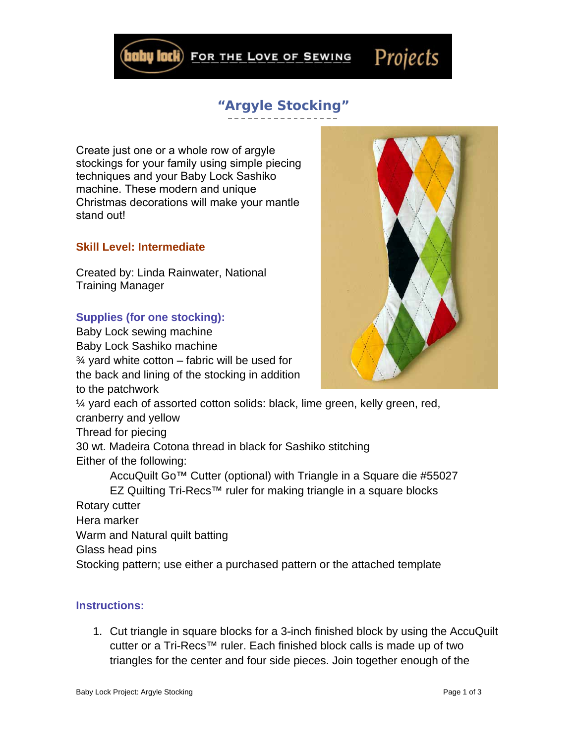# "Argyle Stocking"

Create just one or a whole row of argyle stockings for your family using simple piecing techniques and your Baby Lock Sashiko machine. These modern and unique Christmas decorations will make your mantle stand out!

**Skill Level: Intermediate**

Created by: Linda Rainwater, National Training Manager

**Supplies (for one stocking):**

Baby Lock sewing machine
Baby Lock Sashiko machine
¾ yard white cotton – fabric will be used for the back and lining of the stocking in addition to the patchwork
¼ yard each of assorted cotton solids: black, lime green, kelly green, red, cranberry and yellow
Thread for piecing
30 wt. Madeira Cotona thread in black for Sashiko stitching
Either of the following:

AccuQuilt Go™ Cutter (optional) with Triangle in a Square die #55027
EZ Quilting Tri-Recs™ ruler for making triangle in a square blocks

Rotary cutter
Hera marker
Warm and Natural quilt batting
Glass head pins
Stocking pattern; use either a purchased pattern or the attached template

**Instructions:**

1. Cut triangle in square blocks for a 3-inch finished block by using the AccuQuilt cutter or a Tri-Recs™ ruler. Each finished block calls is made up of two triangles for the center and four side pieces. Join together enough of the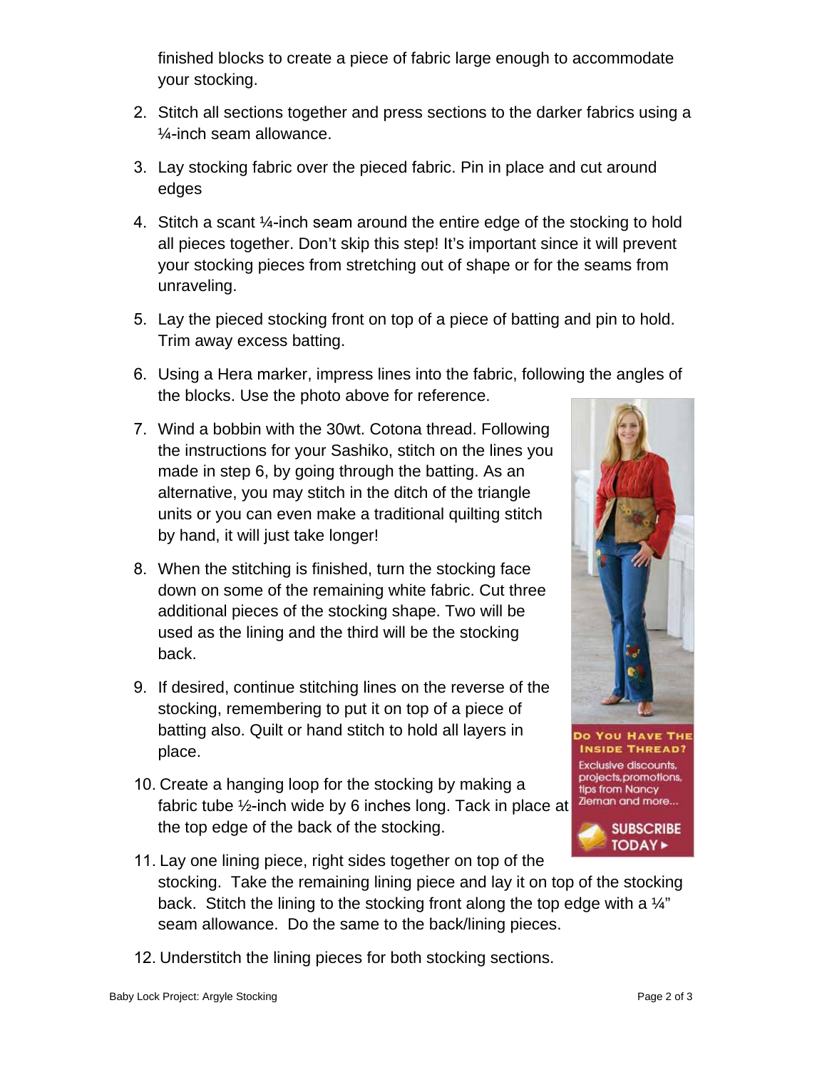finished blocks to create a piece of fabric large enough to accommodate your stocking.

2. Stitch all sections together and press sections to the darker fabrics using a ¼-inch seam allowance.

3. Lay stocking fabric over the pieced fabric. Pin in place and cut around edges

4. Stitch a scant ¼-inch seam around the entire edge of the stocking to hold all pieces together. Don't skip this step! It's important since it will prevent your stocking pieces from stretching out of shape or for the seams from unraveling.

5. Lay the pieced stocking front on top of a piece of batting and pin to hold. Trim away excess batting.

6. Using a Hera marker, impress lines into the fabric, following the angles of the blocks. Use the photo above for reference.

7. Wind a bobbin with the 30wt. Cotona thread. Following the instructions for your Sashiko, stitch on the lines you made in step 6, by going through the batting. As an alternative, you may stitch in the ditch of the triangle units or you can even make a traditional quilting stitch by hand, it will just take longer!

8. When the stitching is finished, turn the stocking face down on some of the remaining white fabric. Cut three additional pieces of the stocking shape. Two will be used as the lining and the third will be the stocking back.

9. If desired, continue stitching lines on the reverse of the stocking, remembering to put it on top of a piece of batting also. Quilt or hand stitch to hold all layers in place.

10. Create a hanging loop for the stocking by making a fabric tube ½-inch wide by 6 inches long. Tack in place at the top edge of the back of the stocking.

11. Lay one lining piece, right sides together on top of the stocking. Take the remaining lining piece and lay it on top of the stocking back. Stitch the lining to the stocking front along the top edge with a ¼" seam allowance. Do the same to the back/lining pieces.

12. Understitch the lining pieces for both stocking sections.

**Do You Have The Inside Thread?**

Exclusive discounts, projects, promotions, tips from Nancy Zieman and more...

SUBSCRIBE TODAY ▸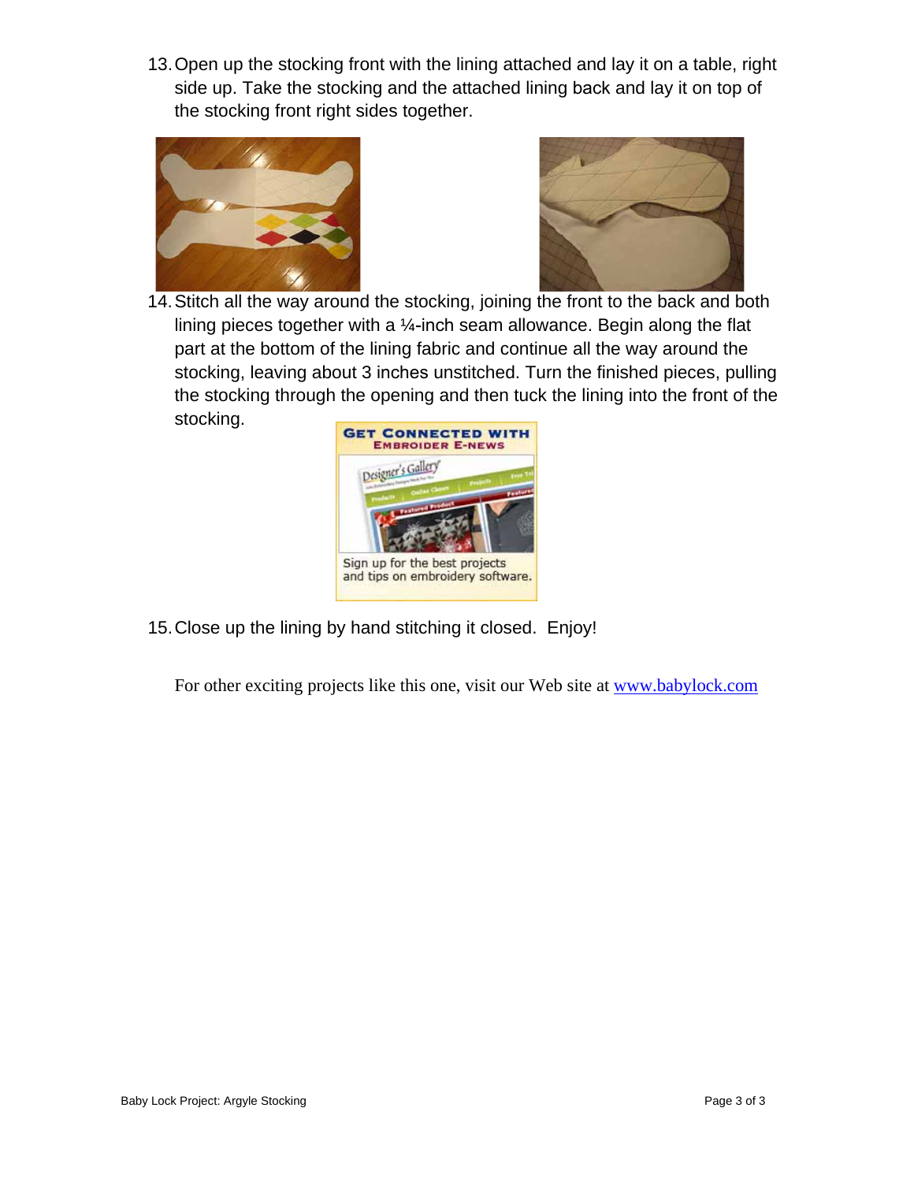13. Open up the stocking front with the lining attached and lay it on a table, right side up. Take the stocking and the attached lining back and lay it on top of the stocking front right sides together.

14. Stitch all the way around the stocking, joining the front to the back and both lining pieces together with a ¼-inch seam allowance. Begin along the flat part at the bottom of the lining fabric and continue all the way around the stocking, leaving about 3 inches unstitched. Turn the finished pieces, pulling the stocking through the opening and then tuck the lining into the front of the stocking.

15. Close up the lining by hand stitching it closed. Enjoy!

For other exciting projects like this one, visit our Web site at www.babylock.com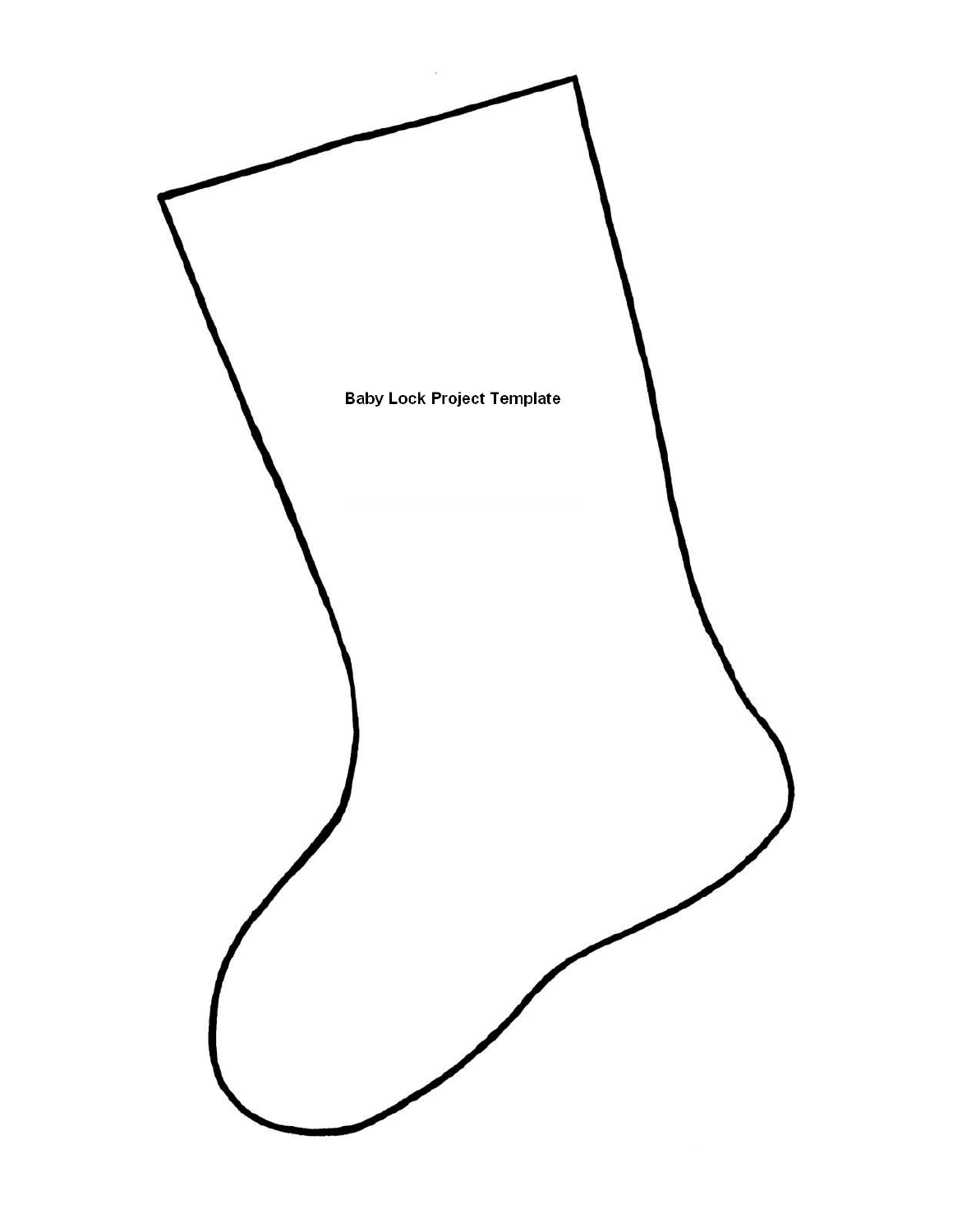Baby Lock Project Template